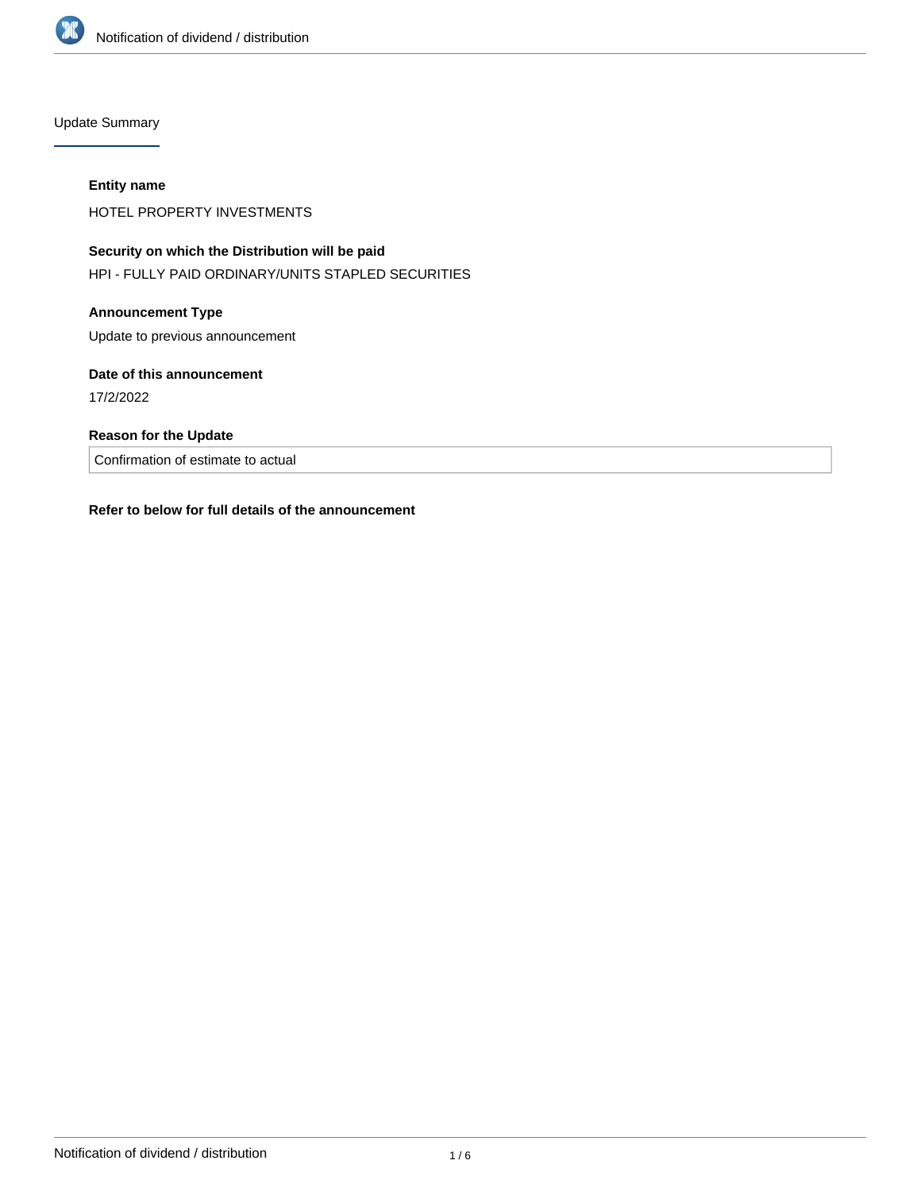## Update Summary

**Entity name**

HOTEL PROPERTY INVESTMENTS

**Security on which the Distribution will be paid**

HPI - FULLY PAID ORDINARY/UNITS STAPLED SECURITIES

**Announcement Type**

Update to previous announcement

**Date of this announcement**

17/2/2022

**Reason for the Update**

Confirmation of estimate to actual

**Refer to below for full details of the announcement**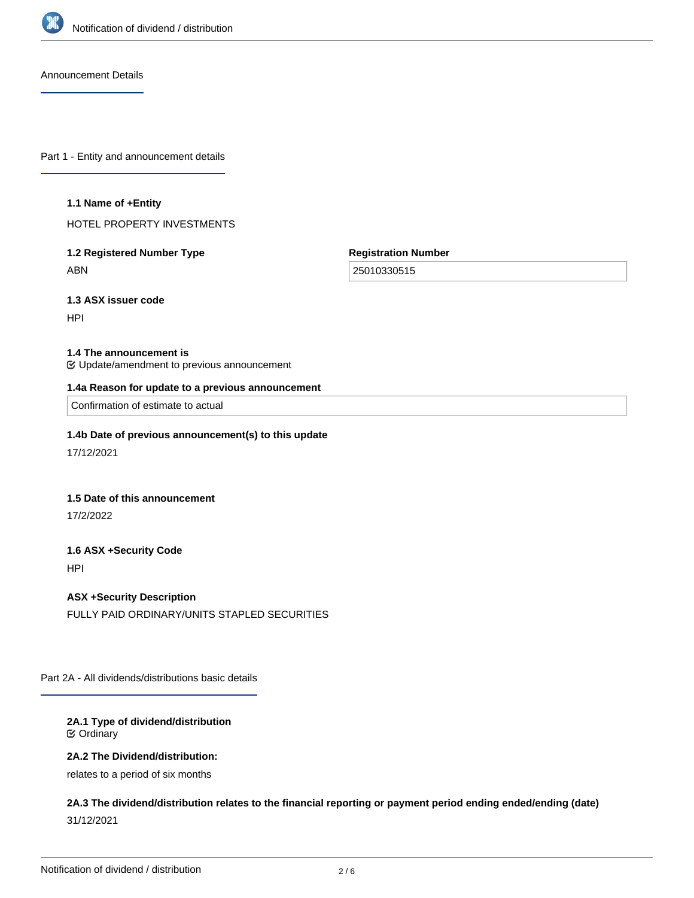## Announcement Details

### Part 1 - Entity and announcement details

**1.1 Name of +Entity**

HOTEL PROPERTY INVESTMENTS

**1.2 Registered Number Type**

ABN

**Registration Number**

25010330515

**1.3 ASX issuer code**

HPI

**1.4 The announcement is**

Update/amendment to previous announcement

**1.4a Reason for update to a previous announcement**

Confirmation of estimate to actual

**1.4b Date of previous announcement(s) to this update**

17/12/2021

**1.5 Date of this announcement**

17/2/2022

**1.6 ASX +Security Code**

HPI

**ASX +Security Description**

FULLY PAID ORDINARY/UNITS STAPLED SECURITIES

### Part 2A - All dividends/distributions basic details

**2A.1 Type of dividend/distribution**

Ordinary

**2A.2 The Dividend/distribution:**

relates to a period of six months

**2A.3 The dividend/distribution relates to the financial reporting or payment period ending ended/ending (date)**

31/12/2021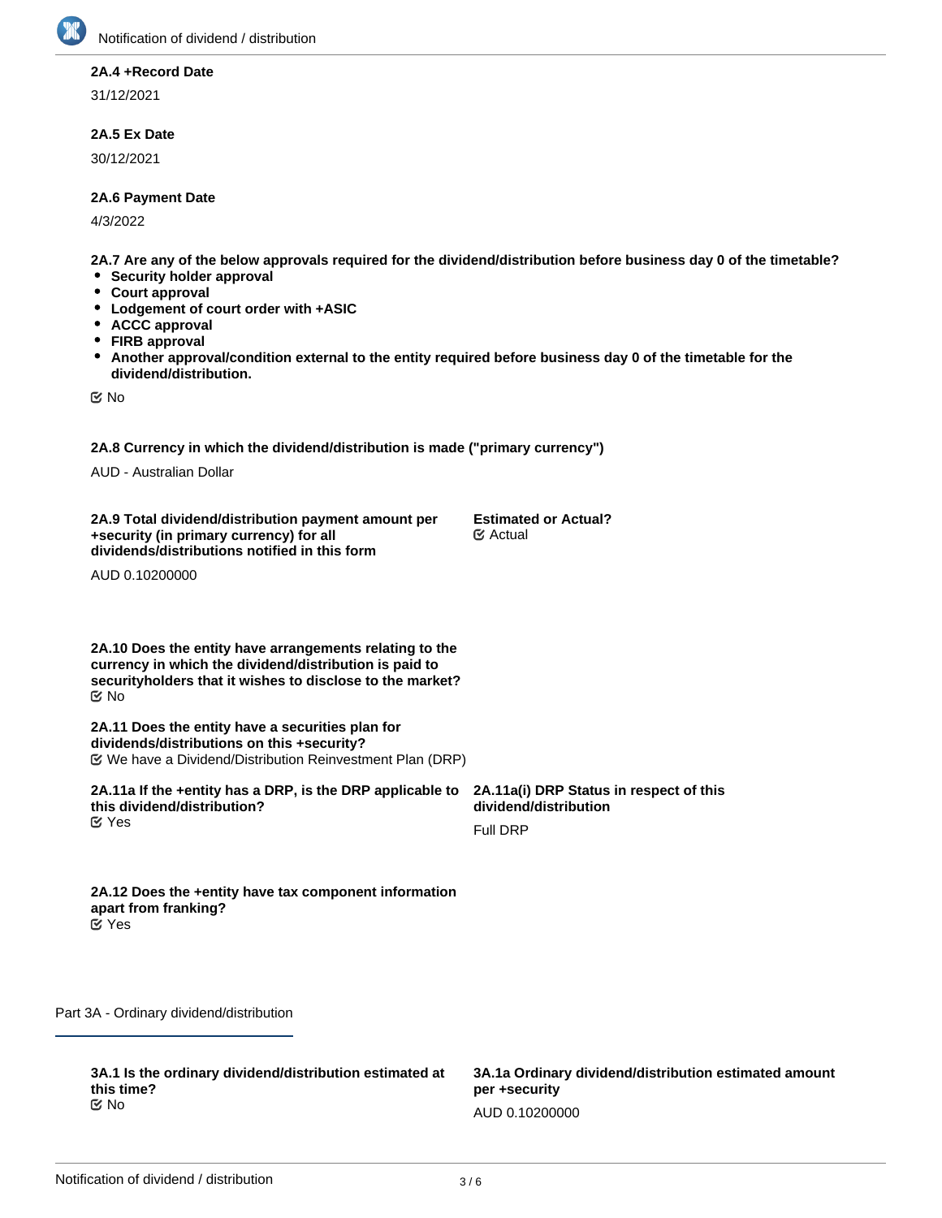**2A.4 +Record Date**

31/12/2021

**2A.5 Ex Date**

30/12/2021

**2A.6 Payment Date**

4/3/2022

**2A.7 Are any of the below approvals required for the dividend/distribution before business day 0 of the timetable?**

- **Security holder approval**
- **Court approval**
- **Lodgement of court order with +ASIC**
- **ACCC approval**
- **FIRB approval**
- **Another approval/condition external to the entity required before business day 0 of the timetable for the dividend/distribution.**

☑ No

**2A.8 Currency in which the dividend/distribution is made ("primary currency")**

AUD - Australian Dollar

**2A.9 Total dividend/distribution payment amount per +security (in primary currency) for all dividends/distributions notified in this form**

AUD 0.10200000

**Estimated or Actual?**
☑ Actual

**2A.10 Does the entity have arrangements relating to the currency in which the dividend/distribution is paid to securityholders that it wishes to disclose to the market?**
☑ No

**2A.11 Does the entity have a securities plan for dividends/distributions on this +security?**
☑ We have a Dividend/Distribution Reinvestment Plan (DRP)

**2A.11a If the +entity has a DRP, is the DRP applicable to this dividend/distribution?**
☑ Yes

**2A.11a(i) DRP Status in respect of this dividend/distribution**

Full DRP

**2A.12 Does the +entity have tax component information apart from franking?**
☑ Yes

## Part 3A - Ordinary dividend/distribution

**3A.1 Is the ordinary dividend/distribution estimated at this time?**
☑ No

**3A.1a Ordinary dividend/distribution estimated amount per +security**

AUD 0.10200000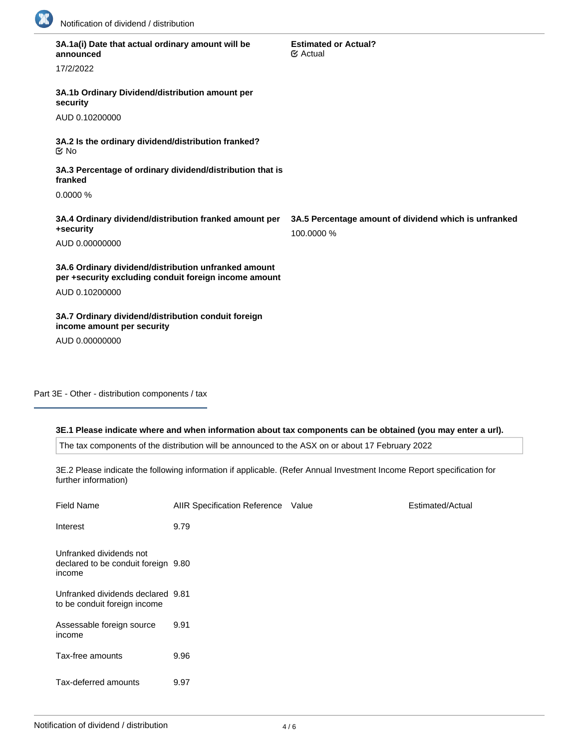**3A.1a(i) Date that actual ordinary amount will be announced**

17/2/2022

**Estimated or Actual?**
☑ Actual

**3A.1b Ordinary Dividend/distribution amount per security**

AUD 0.10200000

**3A.2 Is the ordinary dividend/distribution franked?**
☑ No

**3A.3 Percentage of ordinary dividend/distribution that is franked**

0.0000 %

**3A.4 Ordinary dividend/distribution franked amount per +security**

AUD 0.00000000

**3A.5 Percentage amount of dividend which is unfranked**

100.0000 %

**3A.6 Ordinary dividend/distribution unfranked amount per +security excluding conduit foreign income amount**

AUD 0.10200000

**3A.7 Ordinary dividend/distribution conduit foreign income amount per security**

AUD 0.00000000

## Part 3E - Other - distribution components / tax

**3E.1 Please indicate where and when information about tax components can be obtained (you may enter a url).**

The tax components of the distribution will be announced to the ASX on or about 17 February 2022

3E.2 Please indicate the following information if applicable. (Refer Annual Investment Income Report specification for further information)

| Field Name | AIIR Specification Reference | Value | Estimated/Actual |
|---|---|---|---|
| Interest | 9.79 | | |
| Unfranked dividends not declared to be conduit foreign income | 9.80 | | |
| Unfranked dividends declared to be conduit foreign income | 9.81 | | |
| Assessable foreign source income | 9.91 | | |
| Tax-free amounts | 9.96 | | |
| Tax-deferred amounts | 9.97 | | |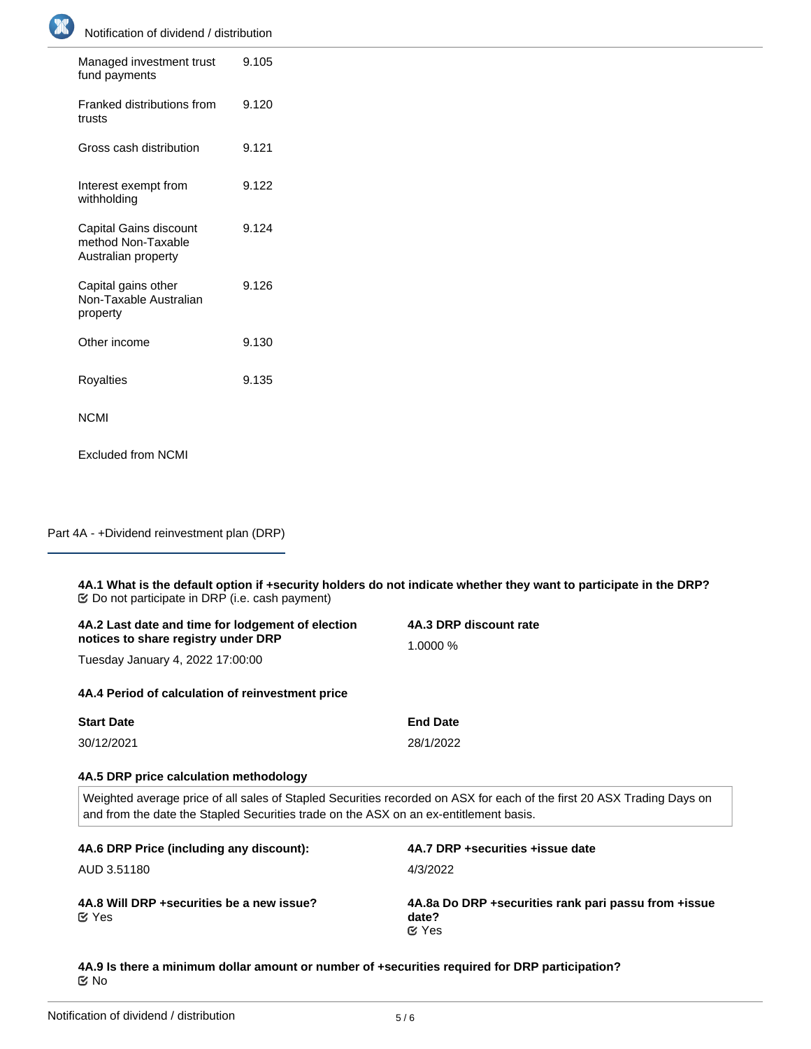| | |
|---|---|
| Managed investment trust fund payments | 9.105 |
| Franked distributions from trusts | 9.120 |
| Gross cash distribution | 9.121 |
| Interest exempt from withholding | 9.122 |
| Capital Gains discount method Non-Taxable Australian property | 9.124 |
| Capital gains other Non-Taxable Australian property | 9.126 |
| Other income | 9.130 |
| Royalties | 9.135 |
| NCMI | |
| Excluded from NCMI | |

## Part 4A - +Dividend reinvestment plan (DRP)

**4A.1 What is the default option if +security holders do not indicate whether they want to participate in the DRP?**

Do not participate in DRP (i.e. cash payment)

**4A.2 Last date and time for lodgement of election notices to share registry under DRP**

Tuesday January 4, 2022 17:00:00

**4A.3 DRP discount rate**

1.0000 %

**4A.4 Period of calculation of reinvestment price**

| Start Date | End Date |
|---|---|
| 30/12/2021 | 28/1/2022 |

**4A.5 DRP price calculation methodology**

Weighted average price of all sales of Stapled Securities recorded on ASX for each of the first 20 ASX Trading Days on and from the date the Stapled Securities trade on the ASX on an ex-entitlement basis.

**4A.6 DRP Price (including any discount):**

AUD 3.51180

**4A.7 DRP +securities +issue date**

4/3/2022

**4A.8 Will DRP +securities be a new issue?**

Yes

**4A.8a Do DRP +securities rank pari passu from +issue date?**

Yes

**4A.9 Is there a minimum dollar amount or number of +securities required for DRP participation?**

No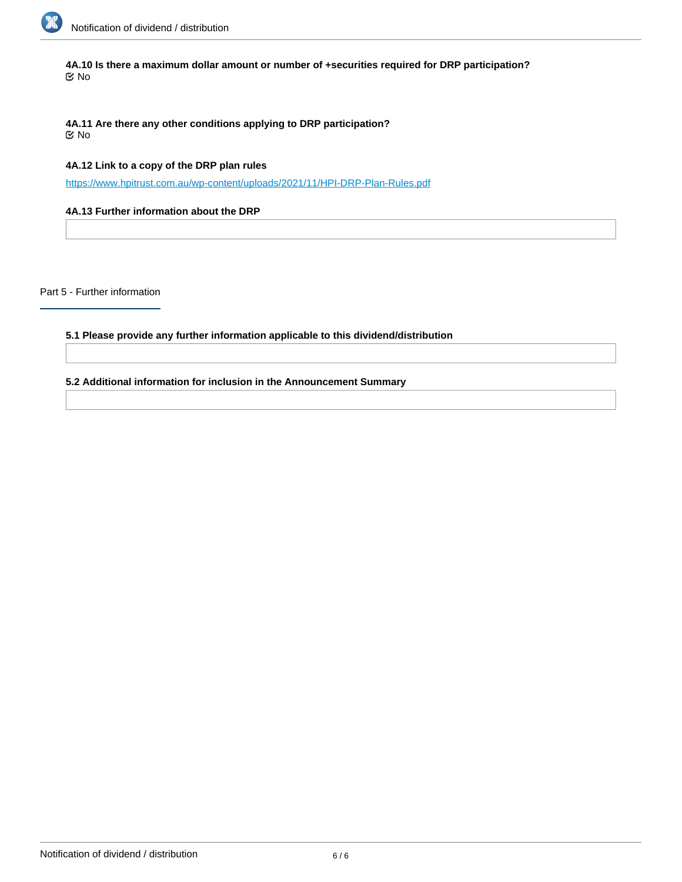**4A.10 Is there a maximum dollar amount or number of +securities required for DRP participation?**

☑ No

**4A.11 Are there any other conditions applying to DRP participation?**

☑ No

**4A.12 Link to a copy of the DRP plan rules**

https://www.hpitrust.com.au/wp-content/uploads/2021/11/HPI-DRP-Plan-Rules.pdf

**4A.13 Further information about the DRP**

## Part 5 - Further information

**5.1 Please provide any further information applicable to this dividend/distribution**

**5.2 Additional information for inclusion in the Announcement Summary**